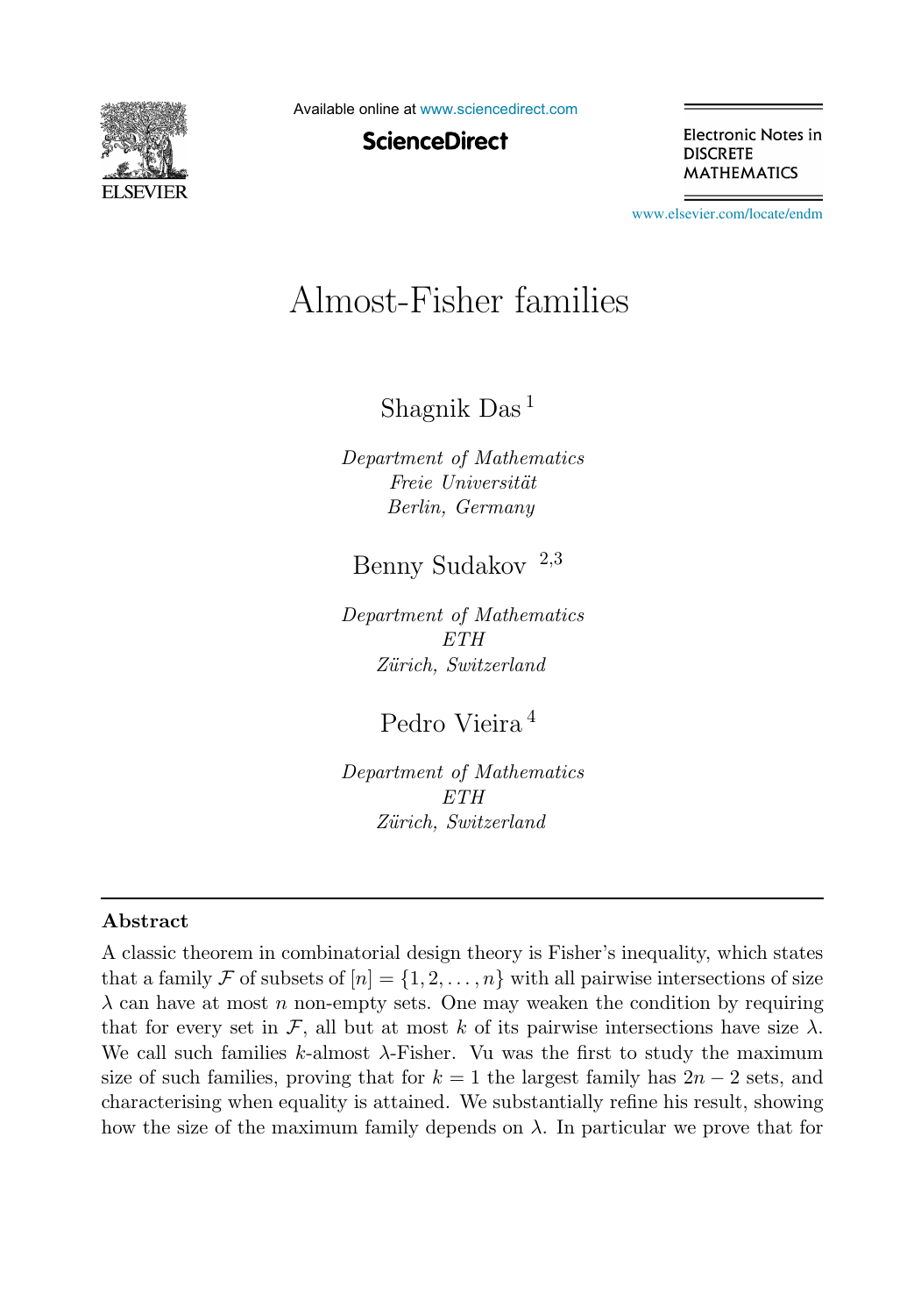# Almost-Fisher families

Shagnik Das [1]

*Department of Mathematics*
*Freie Universität*
*Berlin, Germany*

Benny Sudakov [2,3]

*Department of Mathematics*
*ETH*
*Zürich, Switzerland*

Pedro Vieira [4]

*Department of Mathematics*
*ETH*
*Zürich, Switzerland*

---

## Abstract

A classic theorem in combinatorial design theory is Fisher's inequality, which states that a family $\mathcal{F}$ of subsets of $[n] = \{1, 2, \ldots, n\}$ with all pairwise intersections of size $\lambda$ can have at most $n$ non-empty sets. One may weaken the condition by requiring that for every set in $\mathcal{F}$, all but at most $k$ of its pairwise intersections have size $\lambda$. We call such families $k$-almost $\lambda$-Fisher. Vu was the first to study the maximum size of such families, proving that for $k = 1$ the largest family has $2n - 2$ sets, and characterising when equality is attained. We substantially refine his result, showing how the size of the maximum family depends on $\lambda$. In particular we prove that for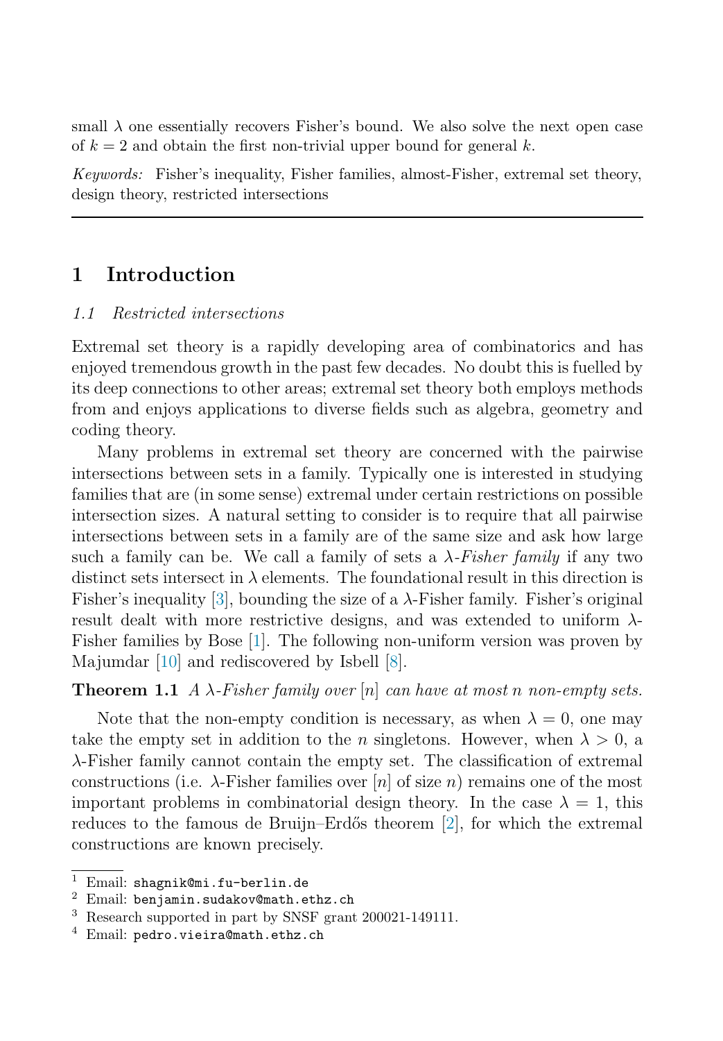small $\lambda$ one essentially recovers Fisher's bound. We also solve the next open case of $k = 2$ and obtain the first non-trivial upper bound for general $k$.

*Keywords:* Fisher's inequality, Fisher families, almost-Fisher, extremal set theory, design theory, restricted intersections

---

# 1 Introduction

## *1.1 Restricted intersections*

Extremal set theory is a rapidly developing area of combinatorics and has enjoyed tremendous growth in the past few decades. No doubt this is fuelled by its deep connections to other areas; extremal set theory both employs methods from and enjoys applications to diverse fields such as algebra, geometry and coding theory.

Many problems in extremal set theory are concerned with the pairwise intersections between sets in a family. Typically one is interested in studying families that are (in some sense) extremal under certain restrictions on possible intersection sizes. A natural setting to consider is to require that all pairwise intersections between sets in a family are of the same size and ask how large such a family can be. We call a family of sets a $\lambda$-*Fisher family* if any two distinct sets intersect in $\lambda$ elements. The foundational result in this direction is Fisher's inequality [3], bounding the size of a $\lambda$-Fisher family. Fisher's original result dealt with more restrictive designs, and was extended to uniform $\lambda$-Fisher families by Bose [1]. The following non-uniform version was proven by Majumdar [10] and rediscovered by Isbell [8].

**Theorem 1.1** *A $\lambda$-Fisher family over $[n]$ can have at most $n$ non-empty sets.*

Note that the non-empty condition is necessary, as when $\lambda = 0$, one may take the empty set in addition to the $n$ singletons. However, when $\lambda > 0$, a $\lambda$-Fisher family cannot contain the empty set. The classification of extremal constructions (i.e. $\lambda$-Fisher families over $[n]$ of size $n$) remains one of the most important problems in combinatorial design theory. In the case $\lambda = 1$, this reduces to the famous de Bruijn–Erdős theorem [2], for which the extremal constructions are known precisely.

---

[1] Email: shagnik@mi.fu-berlin.de
[2] Email: benjamin.sudakov@math.ethz.ch
[3] Research supported in part by SNSF grant 200021-149111.
[4] Email: pedro.vieira@math.ethz.ch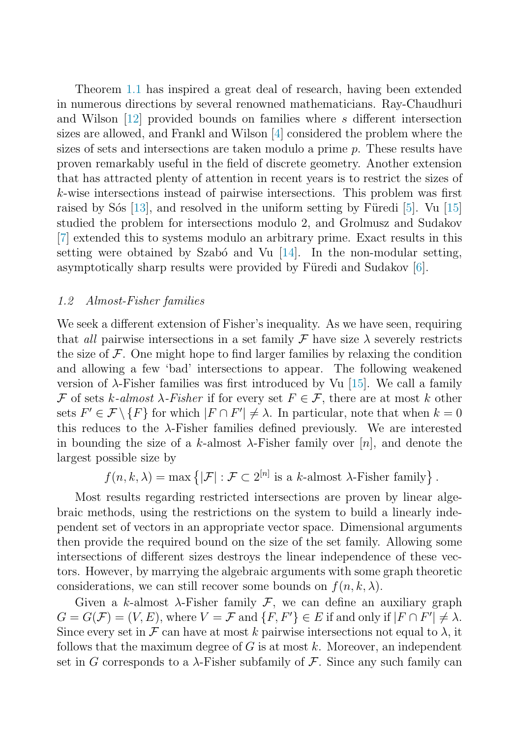Theorem 1.1 has inspired a great deal of research, having been extended in numerous directions by several renowned mathematicians. Ray-Chaudhuri and Wilson [12] provided bounds on families where $s$ different intersection sizes are allowed, and Frankl and Wilson [4] considered the problem where the sizes of sets and intersections are taken modulo a prime $p$. These results have proven remarkably useful in the field of discrete geometry. Another extension that has attracted plenty of attention in recent years is to restrict the sizes of $k$-wise intersections instead of pairwise intersections. This problem was first raised by Sós [13], and resolved in the uniform setting by Füredi [5]. Vu [15] studied the problem for intersections modulo 2, and Grolmusz and Sudakov [7] extended this to systems modulo an arbitrary prime. Exact results in this setting were obtained by Szabó and Vu [14]. In the non-modular setting, asymptotically sharp results were provided by Füredi and Sudakov [6].

### *1.2 Almost-Fisher families*

We seek a different extension of Fisher's inequality. As we have seen, requiring that *all* pairwise intersections in a set family $\mathcal{F}$ have size $\lambda$ severely restricts the size of $\mathcal{F}$. One might hope to find larger families by relaxing the condition and allowing a few 'bad' intersections to appear. The following weakened version of $\lambda$-Fisher families was first introduced by Vu [15]. We call a family $\mathcal{F}$ of sets $k$-*almost* $\lambda$-*Fisher* if for every set $F \in \mathcal{F}$, there are at most $k$ other sets $F' \in \mathcal{F} \setminus \{F\}$ for which $|F \cap F'| \neq \lambda$. In particular, note that when $k = 0$ this reduces to the $\lambda$-Fisher families defined previously. We are interested in bounding the size of a $k$-almost $\lambda$-Fisher family over $[n]$, and denote the largest possible size by

$$f(n, k, \lambda) = \max \left\{ |\mathcal{F}| : \mathcal{F} \subset 2^{[n]} \text{ is a } k\text{-almost } \lambda\text{-Fisher family} \right\}.$$

Most results regarding restricted intersections are proven by linear algebraic methods, using the restrictions on the system to build a linearly independent set of vectors in an appropriate vector space. Dimensional arguments then provide the required bound on the size of the set family. Allowing some intersections of different sizes destroys the linear independence of these vectors. However, by marrying the algebraic arguments with some graph theoretic considerations, we can still recover some bounds on $f(n, k, \lambda)$.

Given a $k$-almost $\lambda$-Fisher family $\mathcal{F}$, we can define an auxiliary graph $G = G(\mathcal{F}) = (V, E)$, where $V = \mathcal{F}$ and $\{F, F'\} \in E$ if and only if $|F \cap F'| \neq \lambda$. Since every set in $\mathcal{F}$ can have at most $k$ pairwise intersections not equal to $\lambda$, it follows that the maximum degree of $G$ is at most $k$. Moreover, an independent set in $G$ corresponds to a $\lambda$-Fisher subfamily of $\mathcal{F}$. Since any such family can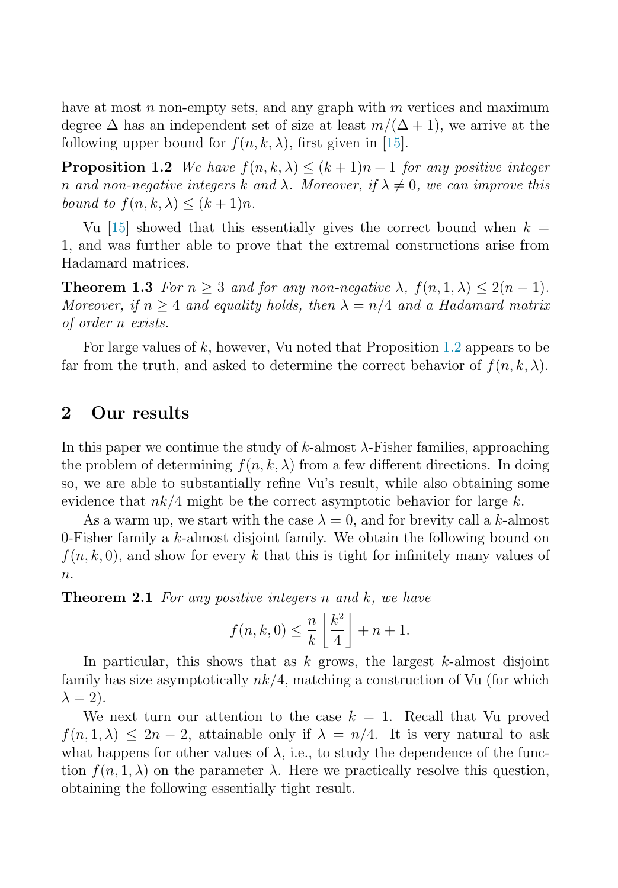have at most $n$ non-empty sets, and any graph with $m$ vertices and maximum degree $\Delta$ has an independent set of size at least $m/(\Delta+1)$, we arrive at the following upper bound for $f(n,k,\lambda)$, first given in [15].

**Proposition 1.2** *We have $f(n,k,\lambda) \leq (k+1)n+1$ for any positive integer $n$ and non-negative integers $k$ and $\lambda$. Moreover, if $\lambda \neq 0$, we can improve this bound to $f(n,k,\lambda) \leq (k+1)n$.*

Vu [15] showed that this essentially gives the correct bound when $k=1$, and was further able to prove that the extremal constructions arise from Hadamard matrices.

**Theorem 1.3** *For $n \geq 3$ and for any non-negative $\lambda$, $f(n,1,\lambda) \leq 2(n-1)$. Moreover, if $n \geq 4$ and equality holds, then $\lambda = n/4$ and a Hadamard matrix of order $n$ exists.*

For large values of $k$, however, Vu noted that Proposition 1.2 appears to be far from the truth, and asked to determine the correct behavior of $f(n,k,\lambda)$.

## 2 Our results

In this paper we continue the study of $k$-almost $\lambda$-Fisher families, approaching the problem of determining $f(n,k,\lambda)$ from a few different directions. In doing so, we are able to substantially refine Vu's result, while also obtaining some evidence that $nk/4$ might be the correct asymptotic behavior for large $k$.

As a warm up, we start with the case $\lambda = 0$, and for brevity call a $k$-almost 0-Fisher family a $k$-almost disjoint family. We obtain the following bound on $f(n,k,0)$, and show for every $k$ that this is tight for infinitely many values of $n$.

**Theorem 2.1** *For any positive integers $n$ and $k$, we have*

$$f(n,k,0) \leq \frac{n}{k}\left\lfloor \frac{k^2}{4} \right\rfloor + n + 1.$$

In particular, this shows that as $k$ grows, the largest $k$-almost disjoint family has size asymptotically $nk/4$, matching a construction of Vu (for which $\lambda = 2$).

We next turn our attention to the case $k=1$. Recall that Vu proved $f(n,1,\lambda) \leq 2n-2$, attainable only if $\lambda = n/4$. It is very natural to ask what happens for other values of $\lambda$, i.e., to study the dependence of the function $f(n,1,\lambda)$ on the parameter $\lambda$. Here we practically resolve this question, obtaining the following essentially tight result.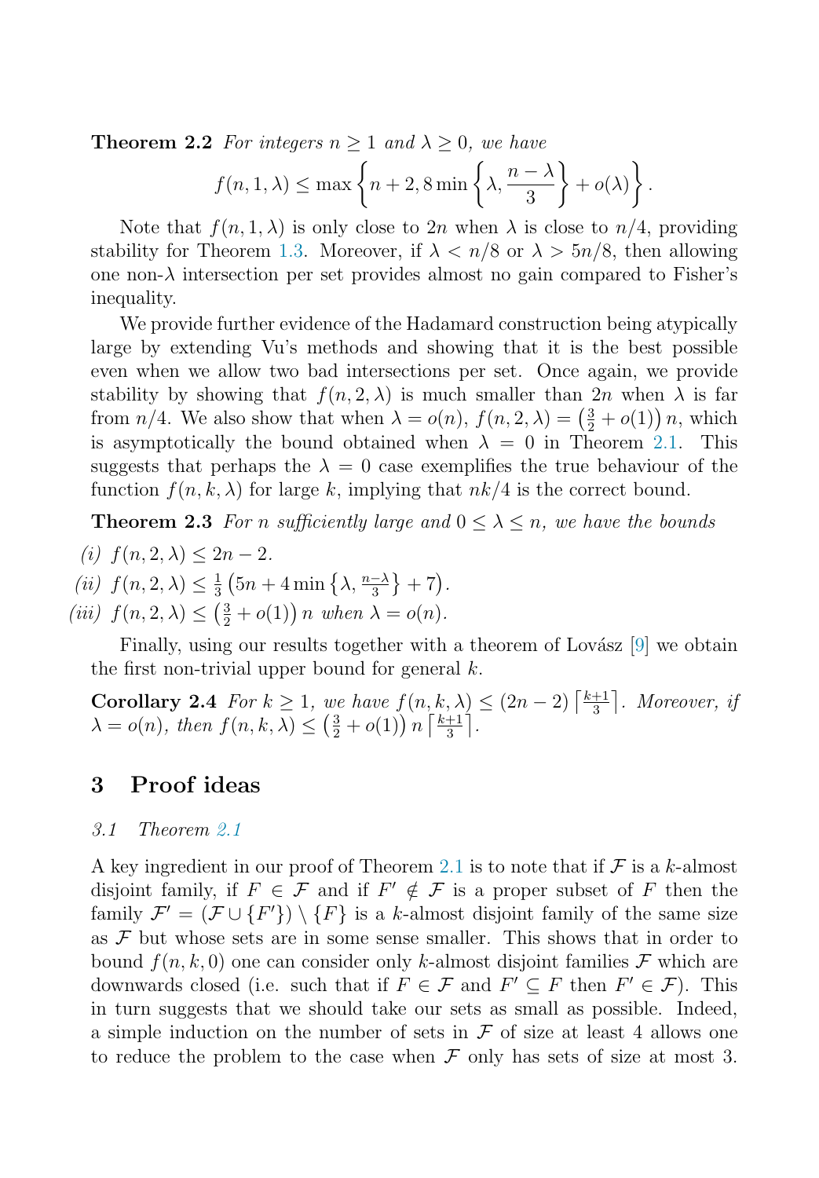**Theorem 2.2** *For integers $n \geq 1$ and $\lambda \geq 0$, we have*

$$f(n,1,\lambda) \leq \max\left\{n+2, 8\min\left\{\lambda, \frac{n-\lambda}{3}\right\} + o(\lambda)\right\}.$$

Note that $f(n,1,\lambda)$ is only close to $2n$ when $\lambda$ is close to $n/4$, providing stability for Theorem 1.3. Moreover, if $\lambda < n/8$ or $\lambda > 5n/8$, then allowing one non-$\lambda$ intersection per set provides almost no gain compared to Fisher's inequality.

We provide further evidence of the Hadamard construction being atypically large by extending Vu's methods and showing that it is the best possible even when we allow two bad intersections per set. Once again, we provide stability by showing that $f(n,2,\lambda)$ is much smaller than $2n$ when $\lambda$ is far from $n/4$. We also show that when $\lambda = o(n)$, $f(n,2,\lambda) = \left(\frac{3}{2} + o(1)\right)n$, which is asymptotically the bound obtained when $\lambda = 0$ in Theorem 2.1. This suggests that perhaps the $\lambda = 0$ case exemplifies the true behaviour of the function $f(n,k,\lambda)$ for large $k$, implying that $nk/4$ is the correct bound.

**Theorem 2.3** *For $n$ sufficiently large and $0 \leq \lambda \leq n$, we have the bounds*

*(i)* $f(n,2,\lambda) \leq 2n-2$.

*(ii)* $f(n,2,\lambda) \leq \frac{1}{3}\left(5n + 4\min\left\{\lambda, \frac{n-\lambda}{3}\right\} + 7\right)$.

*(iii)* $f(n,2,\lambda) \leq \left(\frac{3}{2} + o(1)\right)n$ *when* $\lambda = o(n)$.

Finally, using our results together with a theorem of Lovász [9] we obtain the first non-trivial upper bound for general $k$.

**Corollary 2.4** *For $k \geq 1$, we have $f(n,k,\lambda) \leq (2n-2)\left\lceil \frac{k+1}{3} \right\rceil$. Moreover, if $\lambda = o(n)$, then $f(n,k,\lambda) \leq \left(\frac{3}{2} + o(1)\right)n\left\lceil \frac{k+1}{3} \right\rceil$.*

# 3 Proof ideas

## 3.1 Theorem 2.1

A key ingredient in our proof of Theorem 2.1 is to note that if $\mathcal{F}$ is a $k$-almost disjoint family, if $F \in \mathcal{F}$ and if $F' \notin \mathcal{F}$ is a proper subset of $F$ then the family $\mathcal{F}' = (\mathcal{F} \cup \{F'\}) \setminus \{F\}$ is a $k$-almost disjoint family of the same size as $\mathcal{F}$ but whose sets are in some sense smaller. This shows that in order to bound $f(n,k,0)$ one can consider only $k$-almost disjoint families $\mathcal{F}$ which are downwards closed (i.e. such that if $F \in \mathcal{F}$ and $F' \subseteq F$ then $F' \in \mathcal{F}$). This in turn suggests that we should take our sets as small as possible. Indeed, a simple induction on the number of sets in $\mathcal{F}$ of size at least 4 allows one to reduce the problem to the case when $\mathcal{F}$ only has sets of size at most 3.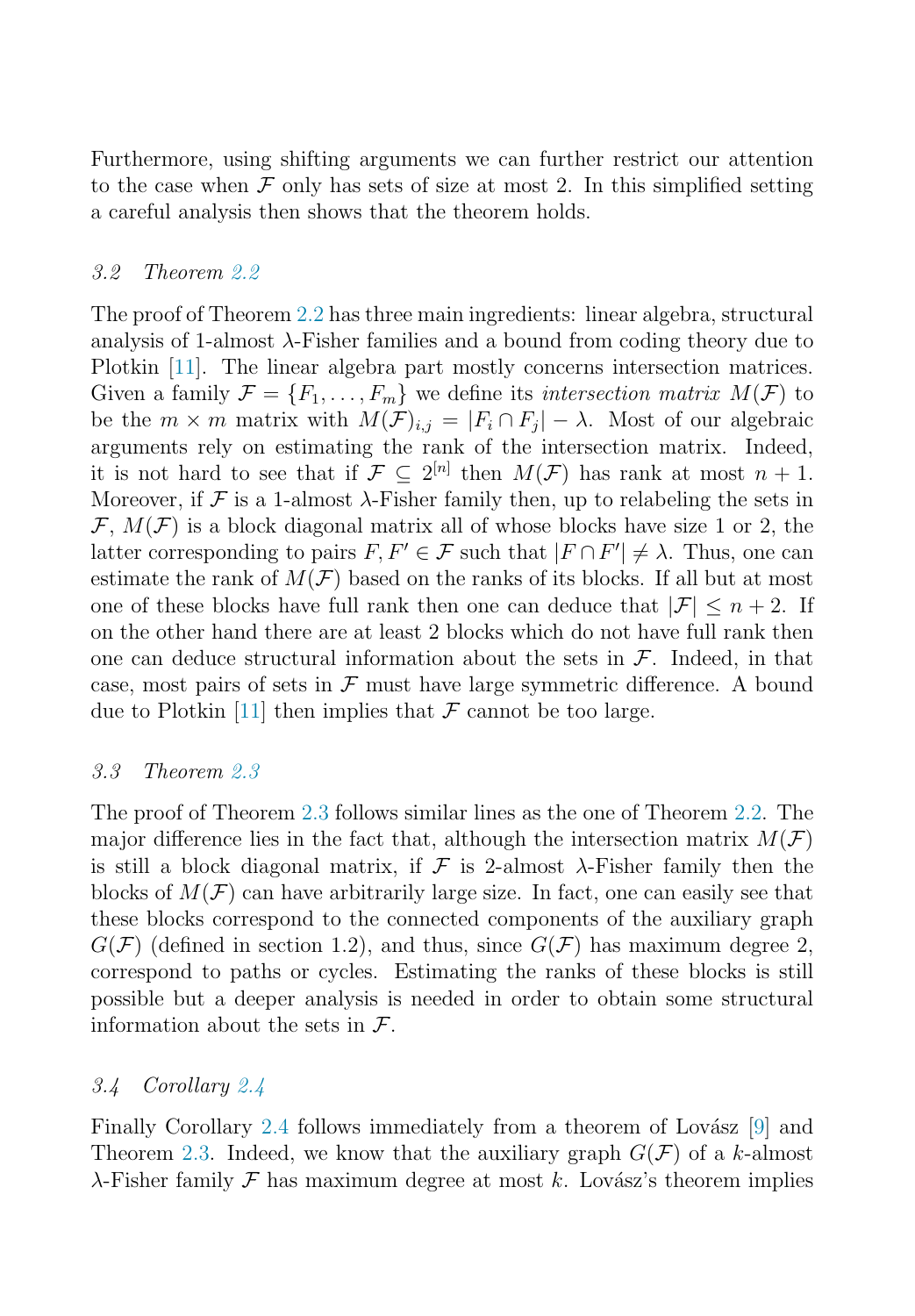Furthermore, using shifting arguments we can further restrict our attention to the case when $\mathcal{F}$ only has sets of size at most 2. In this simplified setting a careful analysis then shows that the theorem holds.

### 3.2 Theorem 2.2

The proof of Theorem 2.2 has three main ingredients: linear algebra, structural analysis of 1-almost $\lambda$-Fisher families and a bound from coding theory due to Plotkin [11]. The linear algebra part mostly concerns intersection matrices. Given a family $\mathcal{F} = \{F_1, \dots, F_m\}$ we define its *intersection matrix* $M(\mathcal{F})$ to be the $m \times m$ matrix with $M(\mathcal{F})_{i,j} = |F_i \cap F_j| - \lambda$. Most of our algebraic arguments rely on estimating the rank of the intersection matrix. Indeed, it is not hard to see that if $\mathcal{F} \subseteq 2^{[n]}$ then $M(\mathcal{F})$ has rank at most $n+1$. Moreover, if $\mathcal{F}$ is a 1-almost $\lambda$-Fisher family then, up to relabeling the sets in $\mathcal{F}$, $M(\mathcal{F})$ is a block diagonal matrix all of whose blocks have size 1 or 2, the latter corresponding to pairs $F, F' \in \mathcal{F}$ such that $|F \cap F'| \neq \lambda$. Thus, one can estimate the rank of $M(\mathcal{F})$ based on the ranks of its blocks. If all but at most one of these blocks have full rank then one can deduce that $|\mathcal{F}| \leq n+2$. If on the other hand there are at least 2 blocks which do not have full rank then one can deduce structural information about the sets in $\mathcal{F}$. Indeed, in that case, most pairs of sets in $\mathcal{F}$ must have large symmetric difference. A bound due to Plotkin [11] then implies that $\mathcal{F}$ cannot be too large.

### 3.3 Theorem 2.3

The proof of Theorem 2.3 follows similar lines as the one of Theorem 2.2. The major difference lies in the fact that, although the intersection matrix $M(\mathcal{F})$ is still a block diagonal matrix, if $\mathcal{F}$ is 2-almost $\lambda$-Fisher family then the blocks of $M(\mathcal{F})$ can have arbitrarily large size. In fact, one can easily see that these blocks correspond to the connected components of the auxiliary graph $G(\mathcal{F})$ (defined in section 1.2), and thus, since $G(\mathcal{F})$ has maximum degree 2, correspond to paths or cycles. Estimating the ranks of these blocks is still possible but a deeper analysis is needed in order to obtain some structural information about the sets in $\mathcal{F}$.

### 3.4 Corollary 2.4

Finally Corollary 2.4 follows immediately from a theorem of Lovász [9] and Theorem 2.3. Indeed, we know that the auxiliary graph $G(\mathcal{F})$ of a $k$-almost $\lambda$-Fisher family $\mathcal{F}$ has maximum degree at most $k$. Lovász's theorem implies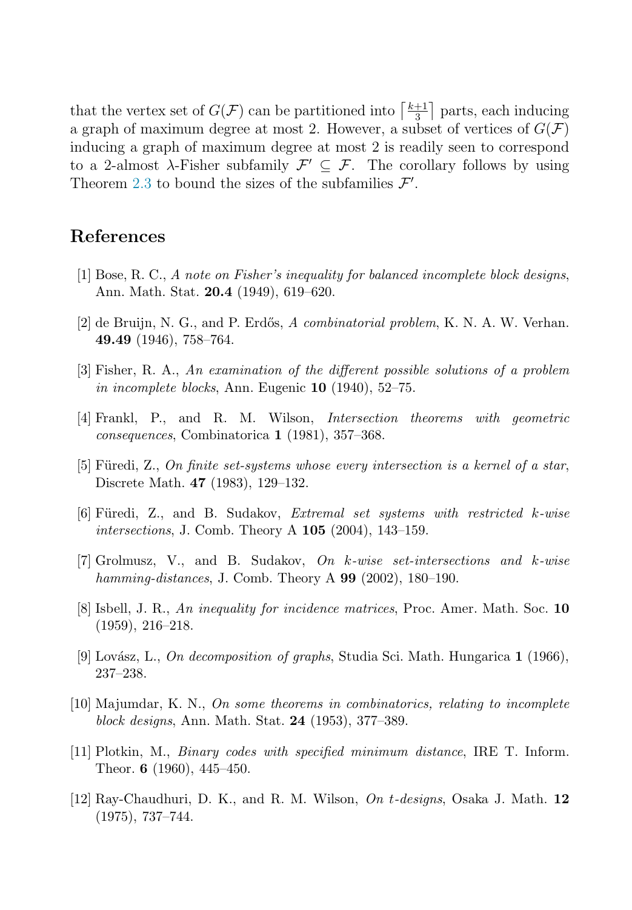that the vertex set of $G(\mathcal{F})$ can be partitioned into $\lceil \frac{k+1}{3} \rceil$ parts, each inducing a graph of maximum degree at most 2. However, a subset of vertices of $G(\mathcal{F})$ inducing a graph of maximum degree at most 2 is readily seen to correspond to a 2-almost $\lambda$-Fisher subfamily $\mathcal{F}' \subseteq \mathcal{F}$. The corollary follows by using Theorem 2.3 to bound the sizes of the subfamilies $\mathcal{F}'$.

## References

[1] Bose, R. C., *A note on Fisher's inequality for balanced incomplete block designs*, Ann. Math. Stat. **20.4** (1949), 619–620.

[2] de Bruijn, N. G., and P. Erdős, *A combinatorial problem*, K. N. A. W. Verhan. **49.49** (1946), 758–764.

[3] Fisher, R. A., *An examination of the different possible solutions of a problem in incomplete blocks*, Ann. Eugenic **10** (1940), 52–75.

[4] Frankl, P., and R. M. Wilson, *Intersection theorems with geometric consequences*, Combinatorica **1** (1981), 357–368.

[5] Füredi, Z., *On finite set-systems whose every intersection is a kernel of a star*, Discrete Math. **47** (1983), 129–132.

[6] Füredi, Z., and B. Sudakov, *Extremal set systems with restricted k-wise intersections*, J. Comb. Theory A **105** (2004), 143–159.

[7] Grolmusz, V., and B. Sudakov, *On k-wise set-intersections and k-wise hamming-distances*, J. Comb. Theory A **99** (2002), 180–190.

[8] Isbell, J. R., *An inequality for incidence matrices*, Proc. Amer. Math. Soc. **10** (1959), 216–218.

[9] Lovász, L., *On decomposition of graphs*, Studia Sci. Math. Hungarica **1** (1966), 237–238.

[10] Majumdar, K. N., *On some theorems in combinatorics, relating to incomplete block designs*, Ann. Math. Stat. **24** (1953), 377–389.

[11] Plotkin, M., *Binary codes with specified minimum distance*, IRE T. Inform. Theor. **6** (1960), 445–450.

[12] Ray-Chaudhuri, D. K., and R. M. Wilson, *On t-designs*, Osaka J. Math. **12** (1975), 737–744.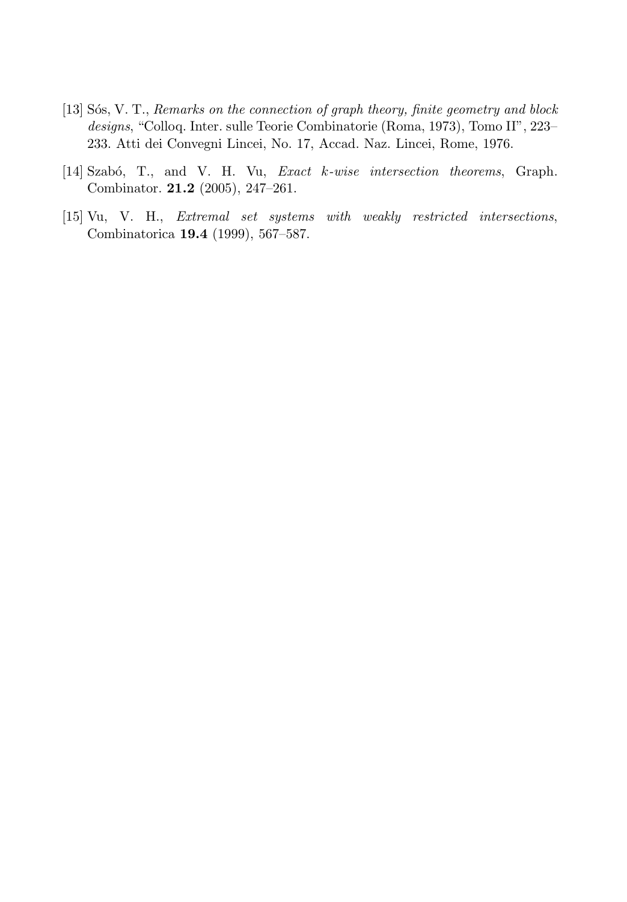[13] Sós, V. T., *Remarks on the connection of graph theory, finite geometry and block designs*, "Colloq. Inter. sulle Teorie Combinatorie (Roma, 1973), Tomo II", 223–233. Atti dei Convegni Lincei, No. 17, Accad. Naz. Lincei, Rome, 1976.

[14] Szabó, T., and V. H. Vu, *Exact $k$-wise intersection theorems*, Graph. Combinator. **21.2** (2005), 247–261.

[15] Vu, V. H., *Extremal set systems with weakly restricted intersections*, Combinatorica **19.4** (1999), 567–587.